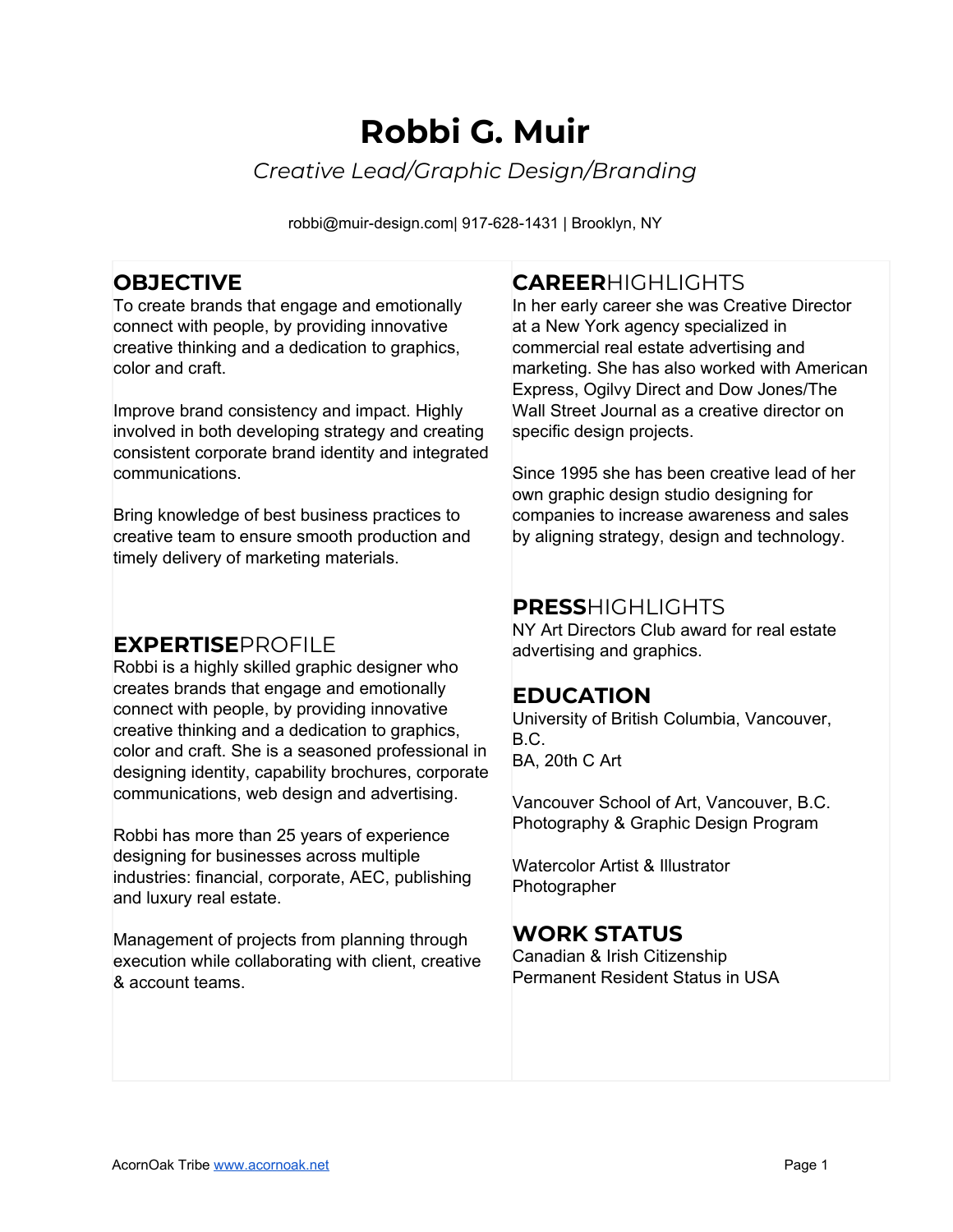# Robbi G. Muir

*Creative Lead/Graphic Design/Branding*

robbi@muir-design.com| 917-628-1431 | Brooklyn, NY

## OBJECTIVE

To create brands that engage and emotionally connect with people, by providing innovative creative thinking and a dedication to graphics, color and craft.

Improve brand consistency and impact. Highly involved in both developing strategy and creating consistent corporate brand identity and integrated communications.

Bring knowledge of best business practices to creative team to ensure smooth production and timely delivery of marketing materials.

## **EXPERTISE**PROFILE

Robbi is a highly skilled graphic designer who creates brands that engage and emotionally connect with people, by providing innovative creative thinking and a dedication to graphics, color and craft. She is a seasoned professional in designing identity, capability brochures, corporate communications, web design and advertising.

Robbi has more than 25 years of experience designing for businesses across multiple industries: financial, corporate, AEC, publishing and luxury real estate.

Management of projects from planning through execution while collaborating with client, creative & account teams.

## **CAREER**HIGHLIGHTS

In her early career she was Creative Director at a New York agency specialized in commercial real estate advertising and marketing. She has also worked with American Express, Ogilvy Direct and Dow Jones/The Wall Street Journal as a creative director on specific design projects.

Since 1995 she has been creative lead of her own graphic design studio designing for companies to increase awareness and sales by aligning strategy, design and technology.

## **PRESS**HIGHLIGHTS

NY Art Directors Club award for real estate advertising and graphics.

## EDUCATION

University of British Columbia, Vancouver, B.C.
BA, 20th C Art

Vancouver School of Art, Vancouver, B.C.
Photography & Graphic Design Program

Watercolor Artist & Illustrator
Photographer

## WORK STATUS

Canadian & Irish Citizenship
Permanent Resident Status in USA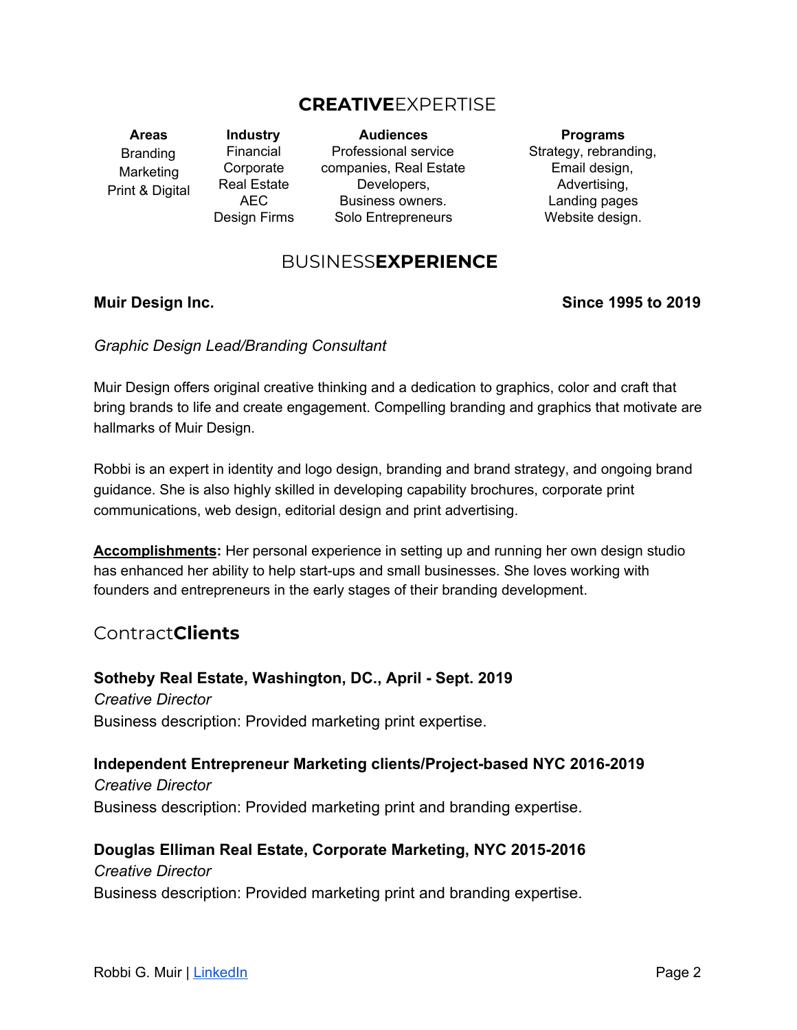## **CREATIVE**EXPERTISE

| Areas | Industry | Audiences | Programs |
|---|---|---|---|
| Branding<br>Marketing<br>Print & Digital | Financial<br>Corporate<br>Real Estate<br>AEC<br>Design Firms | Professional service companies, Real Estate Developers,<br>Business owners.<br>Solo Entrepreneurs | Strategy, rebranding,<br>Email design,<br>Advertising,<br>Landing pages<br>Website design. |

## BUSINESS**EXPERIENCE**

**Muir Design Inc.** **Since 1995 to 2019**

*Graphic Design Lead/Branding Consultant*

Muir Design offers original creative thinking and a dedication to graphics, color and craft that bring brands to life and create engagement. Compelling branding and graphics that motivate are hallmarks of Muir Design.

Robbi is an expert in identity and logo design, branding and brand strategy, and ongoing brand guidance. She is also highly skilled in developing capability brochures, corporate print communications, web design, editorial design and print advertising.

**Accomplishments:** Her personal experience in setting up and running her own design studio has enhanced her ability to help start-ups and small businesses. She loves working with founders and entrepreneurs in the early stages of their branding development.

### Contract**Clients**

**Sotheby Real Estate, Washington, DC., April - Sept. 2019**
*Creative Director*
Business description: Provided marketing print expertise.

**Independent Entrepreneur Marketing clients/Project-based NYC 2016-2019**
*Creative Director*
Business description: Provided marketing print and branding expertise.

**Douglas Elliman Real Estate, Corporate Marketing, NYC 2015-2016**
*Creative Director*
Business description: Provided marketing print and branding expertise.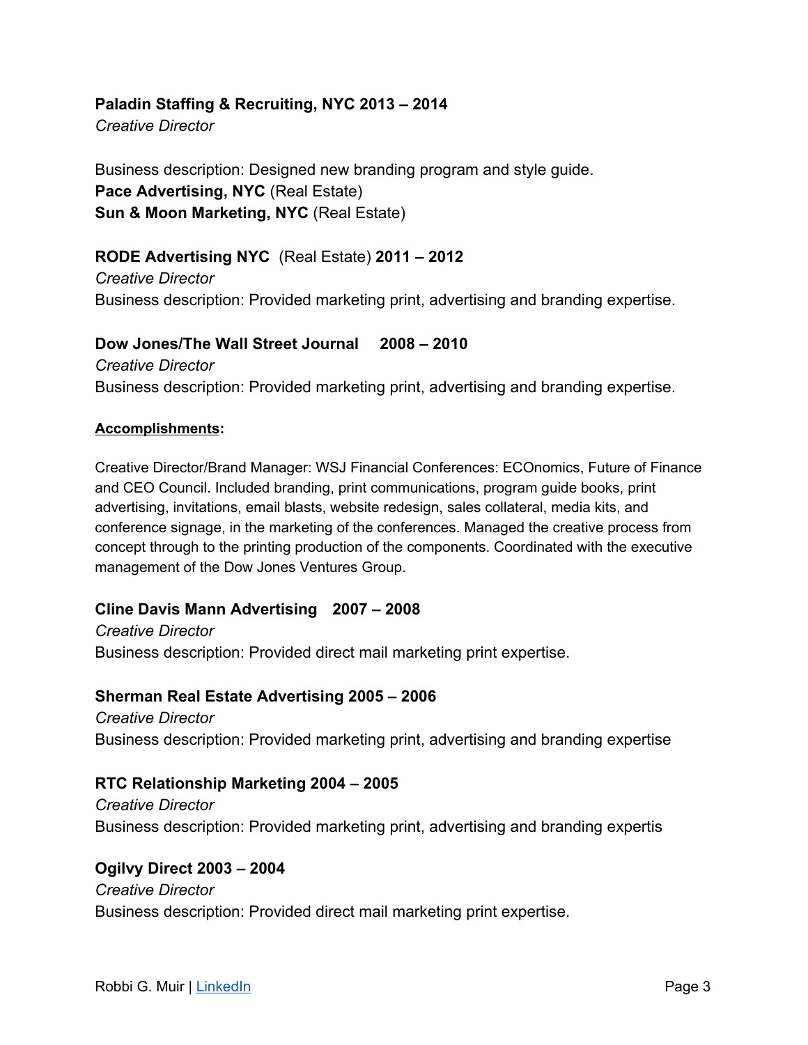**Paladin Staffing & Recruiting, NYC 2013 – 2014**
*Creative Director*

Business description: Designed new branding program and style guide.
**Pace Advertising, NYC** (Real Estate)
**Sun & Moon Marketing, NYC** (Real Estate)

**RODE Advertising NYC** (Real Estate) **2011 – 2012**
*Creative Director*
Business description: Provided marketing print, advertising and branding expertise.

**Dow Jones/The Wall Street Journal 2008 – 2010**
*Creative Director*
Business description: Provided marketing print, advertising and branding expertise.

**Accomplishments:**

Creative Director/Brand Manager: WSJ Financial Conferences: ECOnomics, Future of Finance and CEO Council. Included branding, print communications, program guide books, print advertising, invitations, email blasts, website redesign, sales collateral, media kits, and conference signage, in the marketing of the conferences. Managed the creative process from concept through to the printing production of the components. Coordinated with the executive management of the Dow Jones Ventures Group.

**Cline Davis Mann Advertising 2007 – 2008**
*Creative Director*
Business description: Provided direct mail marketing print expertise.

**Sherman Real Estate Advertising 2005 – 2006**
*Creative Director*
Business description: Provided marketing print, advertising and branding expertise

**RTC Relationship Marketing 2004 – 2005**
*Creative Director*
Business description: Provided marketing print, advertising and branding expertis

**Ogilvy Direct 2003 – 2004**
*Creative Director*
Business description: Provided direct mail marketing print expertise.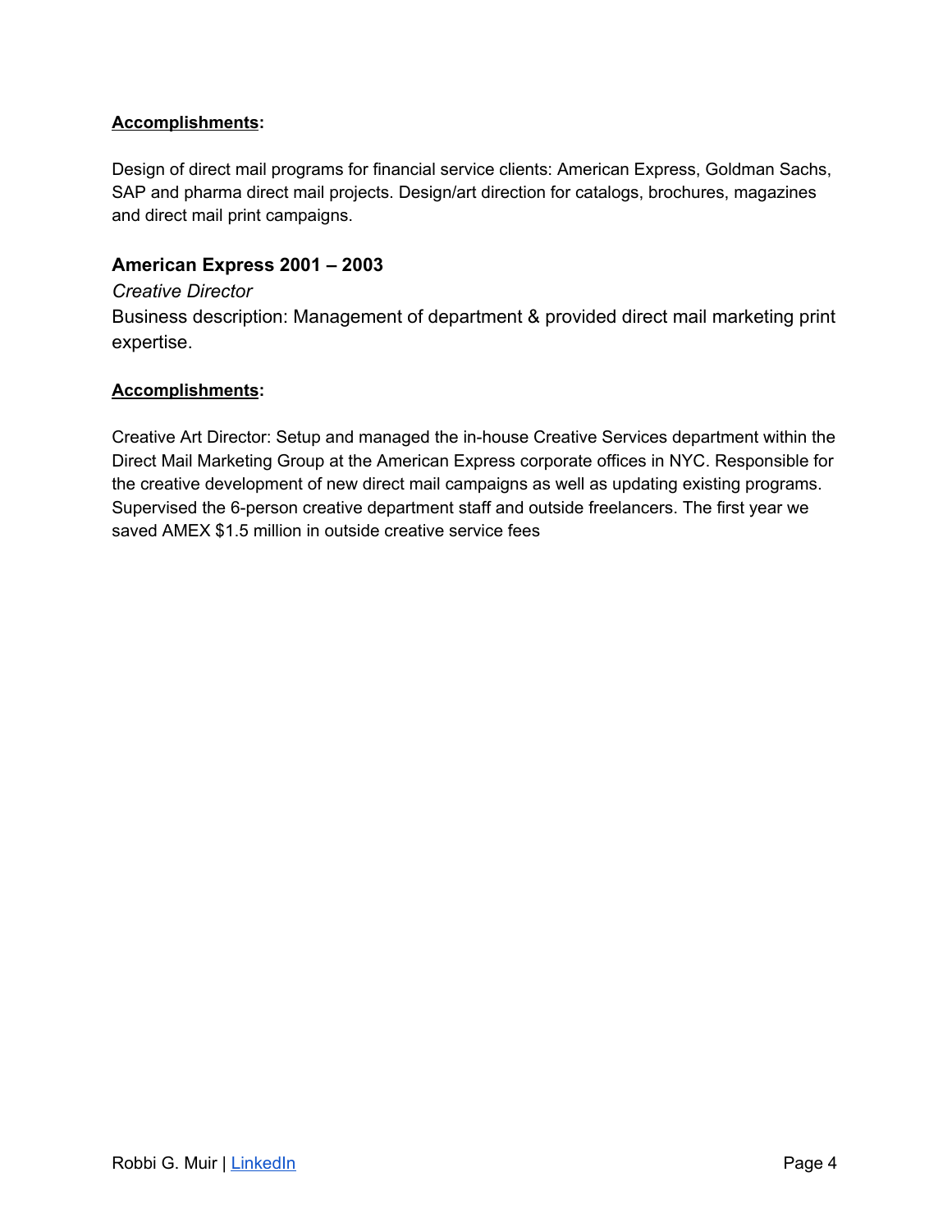**Accomplishments:**

Design of direct mail programs for financial service clients: American Express, Goldman Sachs, SAP and pharma direct mail projects. Design/art direction for catalogs, brochures, magazines and direct mail print campaigns.

### American Express 2001 – 2003

*Creative Director*

Business description: Management of department & provided direct mail marketing print expertise.

**Accomplishments:**

Creative Art Director: Setup and managed the in-house Creative Services department within the Direct Mail Marketing Group at the American Express corporate offices in NYC. Responsible for the creative development of new direct mail campaigns as well as updating existing programs. Supervised the 6-person creative department staff and outside freelancers. The first year we saved AMEX $1.5 million in outside creative service fees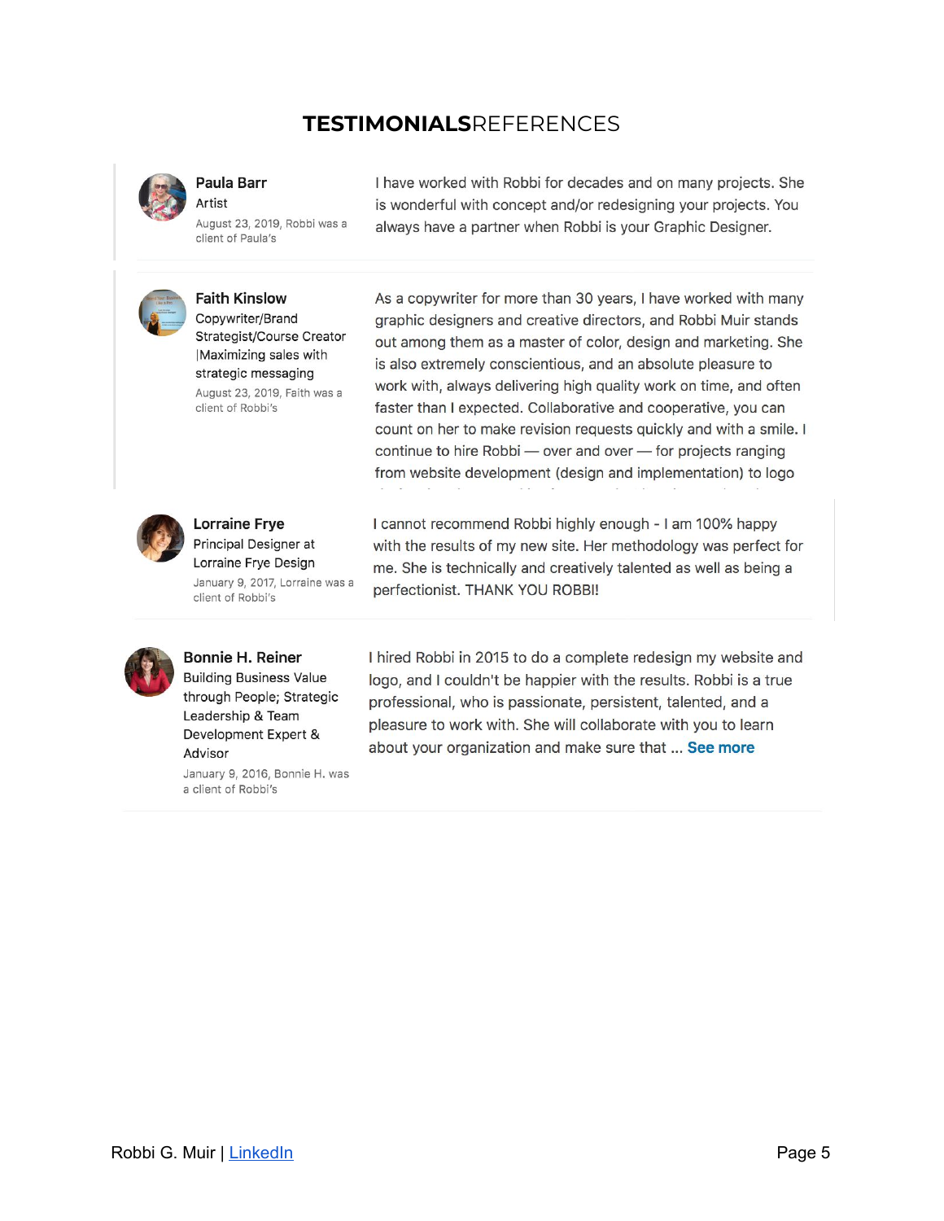## **TESTIMONIALS**REFERENCES

**Paula Barr**
Artist
August 23, 2019, Robbi was a client of Paula's

I have worked with Robbi for decades and on many projects. She is wonderful with concept and/or redesigning your projects. You always have a partner when Robbi is your Graphic Designer.

**Faith Kinslow**
Copywriter/Brand Strategist/Course Creator |Maximizing sales with strategic messaging
August 23, 2019, Faith was a client of Robbi's

As a copywriter for more than 30 years, I have worked with many graphic designers and creative directors, and Robbi Muir stands out among them as a master of color, design and marketing. She is also extremely conscientious, and an absolute pleasure to work with, always delivering high quality work on time, and often faster than I expected. Collaborative and cooperative, you can count on her to make revision requests quickly and with a smile. I continue to hire Robbi — over and over — for projects ranging from website development (design and implementation) to logo

**Lorraine Frye**
Principal Designer at Lorraine Frye Design
January 9, 2017, Lorraine was a client of Robbi's

I cannot recommend Robbi highly enough - I am 100% happy with the results of my new site. Her methodology was perfect for me. She is technically and creatively talented as well as being a perfectionist. THANK YOU ROBBI!

**Bonnie H. Reiner**
Building Business Value through People; Strategic Leadership & Team Development Expert & Advisor
January 9, 2016, Bonnie H. was a client of Robbi's

I hired Robbi in 2015 to do a complete redesign my website and logo, and I couldn't be happier with the results. Robbi is a true professional, who is passionate, persistent, talented, and a pleasure to work with. She will collaborate with you to learn about your organization and make sure that ... See more

Robbi G. Muir | LinkedIn